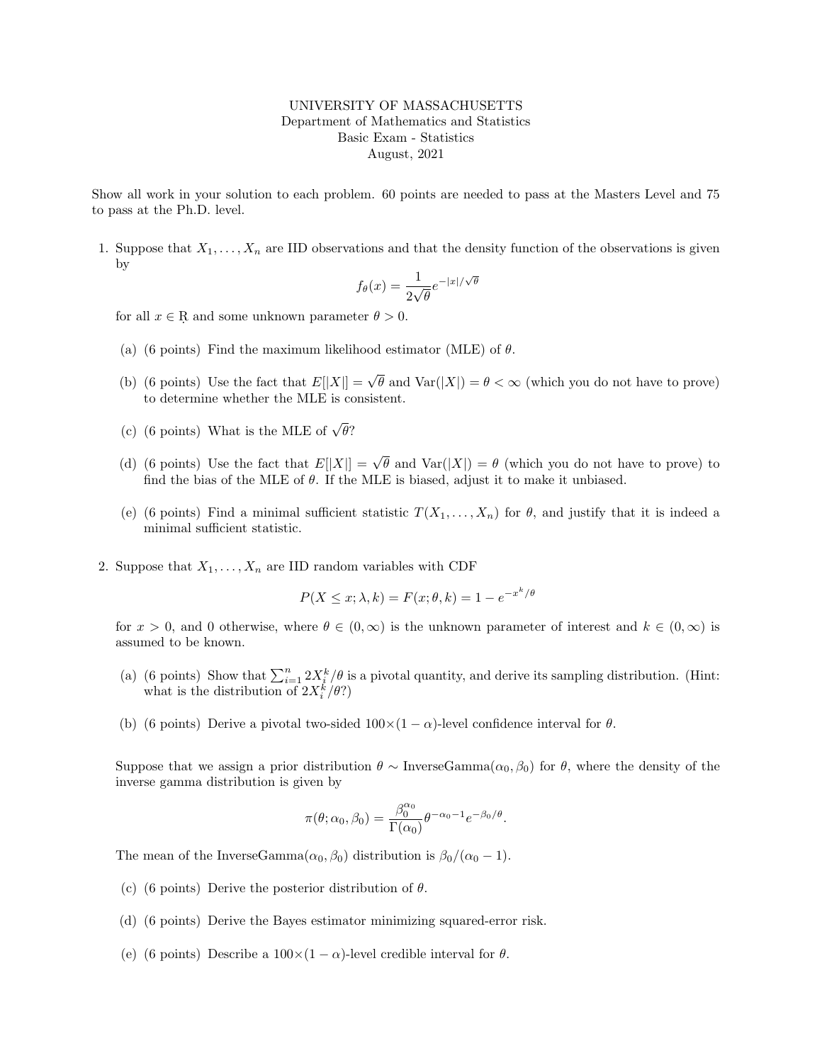UNIVERSITY OF MASSACHUSETTS
Department of Mathematics and Statistics
Basic Exam - Statistics
August, 2021

Show all work in your solution to each problem. 60 points are needed to pass at the Masters Level and 75 to pass at the Ph.D. level.

1. Suppose that $X_1, \ldots, X_n$ are IID observations and that the density function of the observations is given by

$$f_\theta(x) = \frac{1}{2\sqrt{\theta}} e^{-|x|/\sqrt{\theta}}$$

for all $x \in \mathbb{R}$ and some unknown parameter $\theta > 0$.

   (a) (6 points) Find the maximum likelihood estimator (MLE) of $\theta$.

   (b) (6 points) Use the fact that $E[|X|] = \sqrt{\theta}$ and $\text{Var}(|X|) = \theta < \infty$ (which you do not have to prove) to determine whether the MLE is consistent.

   (c) (6 points) What is the MLE of $\sqrt{\theta}$?

   (d) (6 points) Use the fact that $E[|X|] = \sqrt{\theta}$ and $\text{Var}(|X|) = \theta$ (which you do not have to prove) to find the bias of the MLE of $\theta$. If the MLE is biased, adjust it to make it unbiased.

   (e) (6 points) Find a minimal sufficient statistic $T(X_1, \ldots, X_n)$ for $\theta$, and justify that it is indeed a minimal sufficient statistic.

2. Suppose that $X_1, \ldots, X_n$ are IID random variables with CDF

$$P(X \leq x; \lambda, k) = F(x; \theta, k) = 1 - e^{-x^k/\theta}$$

for $x > 0$, and 0 otherwise, where $\theta \in (0, \infty)$ is the unknown parameter of interest and $k \in (0, \infty)$ is assumed to be known.

   (a) (6 points) Show that $\sum_{i=1}^n 2X_i^k/\theta$ is a pivotal quantity, and derive its sampling distribution. (Hint: what is the distribution of $2X_i^k/\theta$?)

   (b) (6 points) Derive a pivotal two-sided $100\times(1-\alpha)$-level confidence interval for $\theta$.

Suppose that we assign a prior distribution $\theta \sim \text{InverseGamma}(\alpha_0, \beta_0)$ for $\theta$, where the density of the inverse gamma distribution is given by

$$\pi(\theta; \alpha_0, \beta_0) = \frac{\beta_0^{\alpha_0}}{\Gamma(\alpha_0)} \theta^{-\alpha_0 - 1} e^{-\beta_0/\theta}.$$

The mean of the $\text{InverseGamma}(\alpha_0, \beta_0)$ distribution is $\beta_0/(\alpha_0 - 1)$.

   (c) (6 points) Derive the posterior distribution of $\theta$.

   (d) (6 points) Derive the Bayes estimator minimizing squared-error risk.

   (e) (6 points) Describe a $100\times(1-\alpha)$-level credible interval for $\theta$.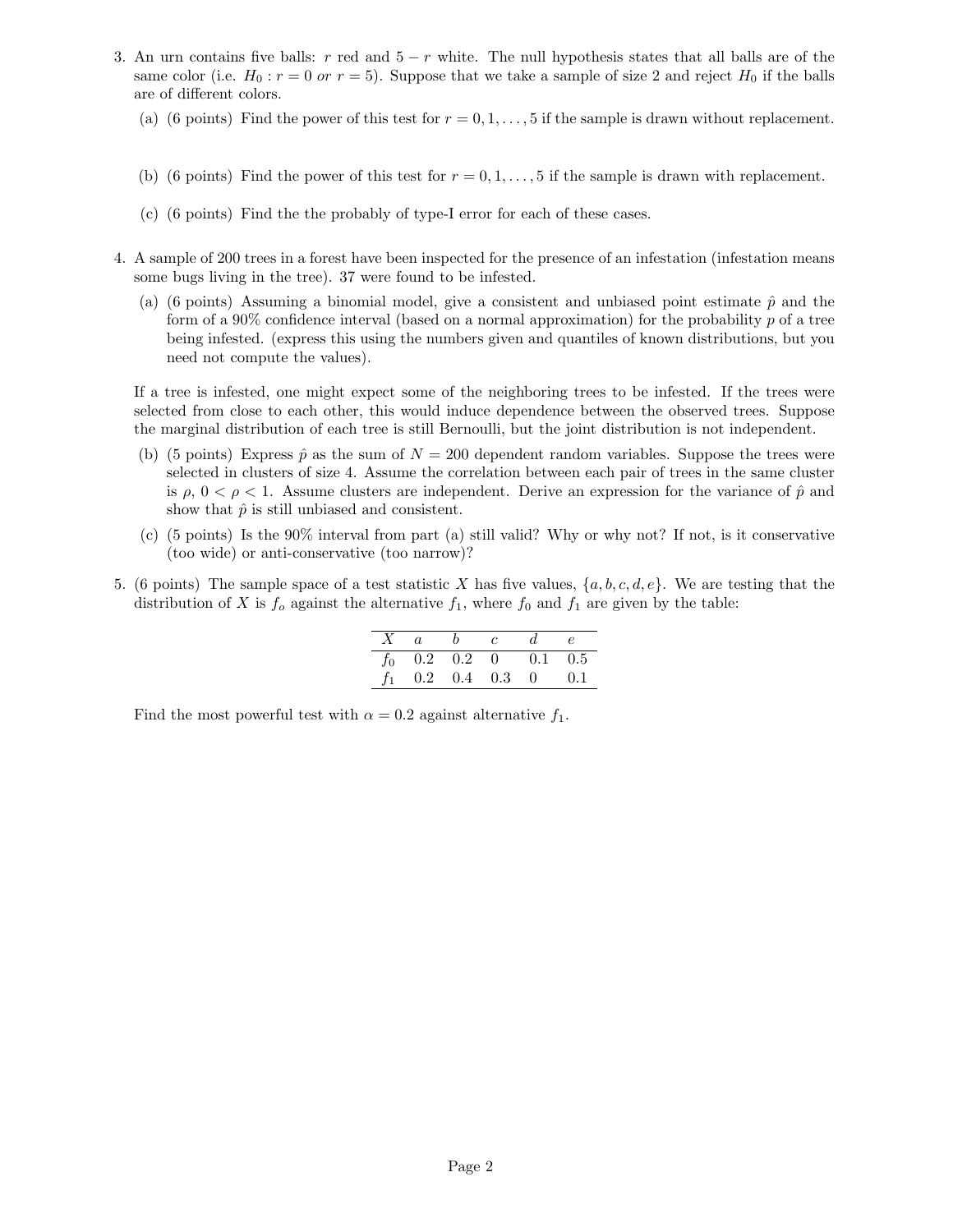3. An urn contains five balls: $r$ red and $5-r$ white. The null hypothesis states that all balls are of the same color (i.e. $H_0 : r = 0$ *or* $r = 5$). Suppose that we take a sample of size 2 and reject $H_0$ if the balls are of different colors.

   (a) (6 points) Find the power of this test for $r = 0, 1, \ldots, 5$ if the sample is drawn without replacement.

   (b) (6 points) Find the power of this test for $r = 0, 1, \ldots, 5$ if the sample is drawn with replacement.

   (c) (6 points) Find the the probably of type-I error for each of these cases.

4. A sample of 200 trees in a forest have been inspected for the presence of an infestation (infestation means some bugs living in the tree). 37 were found to be infested.

   (a) (6 points) Assuming a binomial model, give a consistent and unbiased point estimate $\hat{p}$ and the form of a 90% confidence interval (based on a normal approximation) for the probability $p$ of a tree being infested. (express this using the numbers given and quantiles of known distributions, but you need not compute the values).

   If a tree is infested, one might expect some of the neighboring trees to be infested. If the trees were selected from close to each other, this would induce dependence between the observed trees. Suppose the marginal distribution of each tree is still Bernoulli, but the joint distribution is not independent.

   (b) (5 points) Express $\hat{p}$ as the sum of $N = 200$ dependent random variables. Suppose the trees were selected in clusters of size 4. Assume the correlation between each pair of trees in the same cluster is $\rho$, $0 < \rho < 1$. Assume clusters are independent. Derive an expression for the variance of $\hat{p}$ and show that $\hat{p}$ is still unbiased and consistent.

   (c) (5 points) Is the 90% interval from part (a) still valid? Why or why not? If not, is it conservative (too wide) or anti-conservative (too narrow)?

5. (6 points) The sample space of a test statistic $X$ has five values, $\{a, b, c, d, e\}$. We are testing that the distribution of $X$ is $f_o$ against the alternative $f_1$, where $f_0$ and $f_1$ are given by the table:

| $X$ | $a$ | $b$ | $c$ | $d$ | $e$ |
|---|---|---|---|---|---|
| $f_0$ | 0.2 | 0.2 | 0 | 0.1 | 0.5 |
| $f_1$ | 0.2 | 0.4 | 0.3 | 0 | 0.1 |

   Find the most powerful test with $\alpha = 0.2$ against alternative $f_1$.